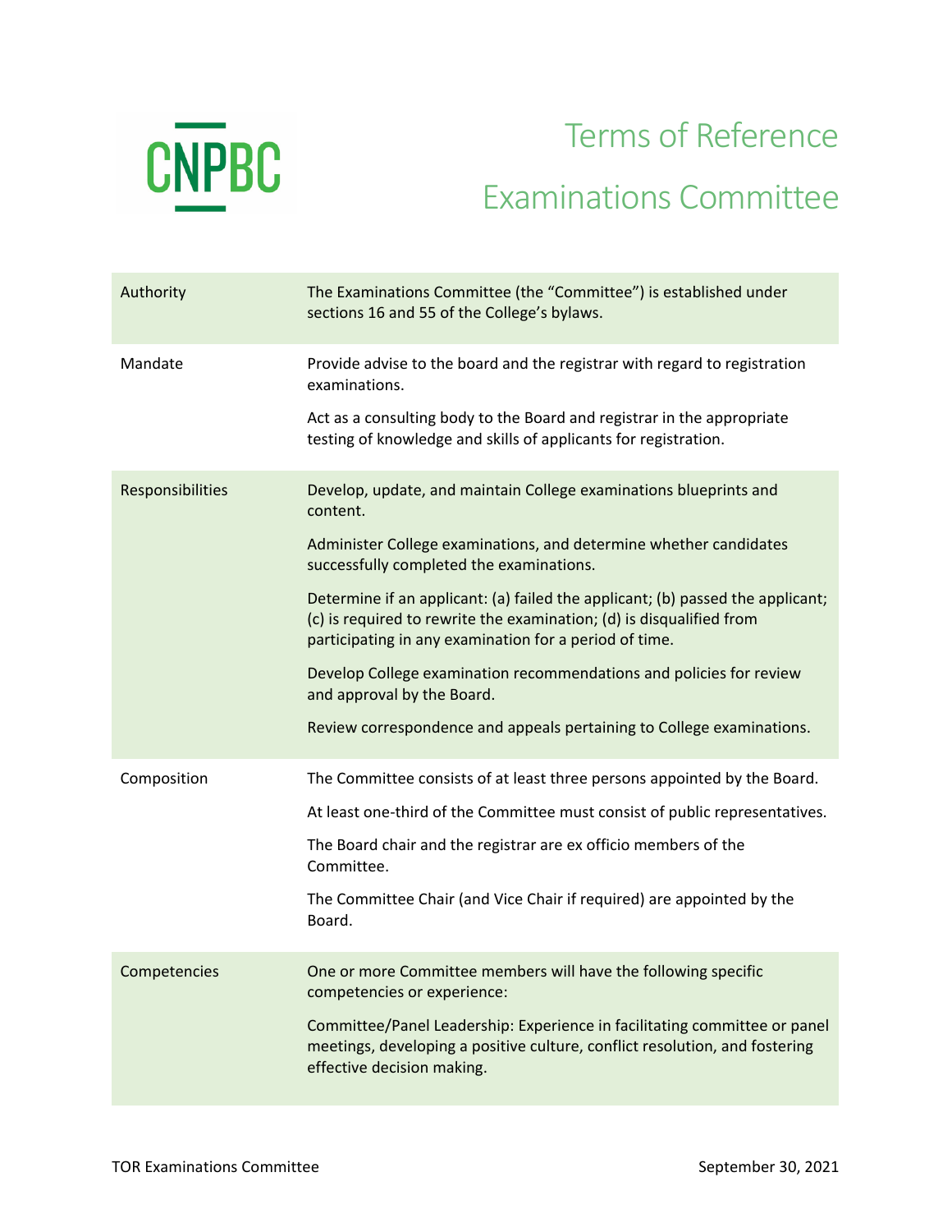CNPBC

# Terms of Reference

# Examinations Committee

| | |
|---|---|
| Authority | The Examinations Committee (the "Committee") is established under sections 16 and 55 of the College's bylaws. |
| Mandate | Provide advise to the board and the registrar with regard to registration examinations.<br><br>Act as a consulting body to the Board and registrar in the appropriate testing of knowledge and skills of applicants for registration. |
| Responsibilities | Develop, update, and maintain College examinations blueprints and content.<br><br>Administer College examinations, and determine whether candidates successfully completed the examinations.<br><br>Determine if an applicant: (a) failed the applicant; (b) passed the applicant; (c) is required to rewrite the examination; (d) is disqualified from participating in any examination for a period of time.<br><br>Develop College examination recommendations and policies for review and approval by the Board.<br><br>Review correspondence and appeals pertaining to College examinations. |
| Composition | The Committee consists of at least three persons appointed by the Board.<br><br>At least one-third of the Committee must consist of public representatives.<br><br>The Board chair and the registrar are ex officio members of the Committee.<br><br>The Committee Chair (and Vice Chair if required) are appointed by the Board. |
| Competencies | One or more Committee members will have the following specific competencies or experience:<br><br>Committee/Panel Leadership: Experience in facilitating committee or panel meetings, developing a positive culture, conflict resolution, and fostering effective decision making. |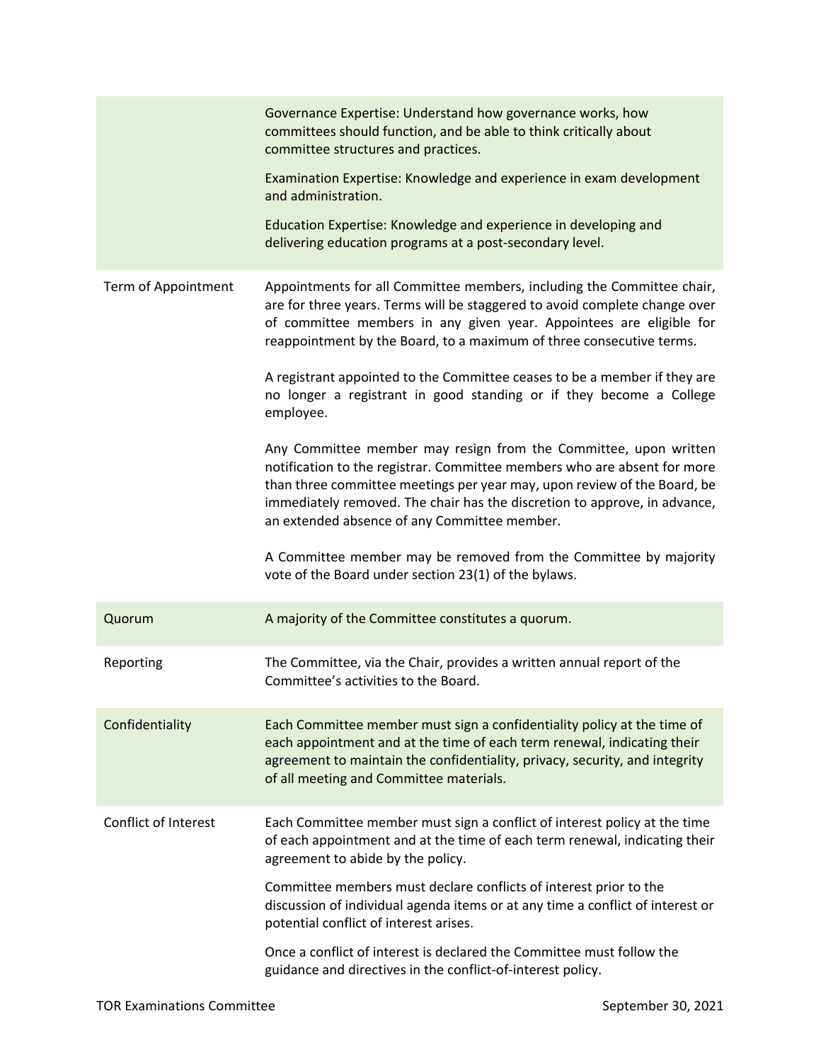| | |
|---|---|
| | Governance Expertise: Understand how governance works, how committees should function, and be able to think critically about committee structures and practices.<br><br>Examination Expertise: Knowledge and experience in exam development and administration.<br><br>Education Expertise: Knowledge and experience in developing and delivering education programs at a post-secondary level. |
| Term of Appointment | Appointments for all Committee members, including the Committee chair, are for three years. Terms will be staggered to avoid complete change over of committee members in any given year. Appointees are eligible for reappointment by the Board, to a maximum of three consecutive terms.<br><br>A registrant appointed to the Committee ceases to be a member if they are no longer a registrant in good standing or if they become a College employee.<br><br>Any Committee member may resign from the Committee, upon written notification to the registrar. Committee members who are absent for more than three committee meetings per year may, upon review of the Board, be immediately removed. The chair has the discretion to approve, in advance, an extended absence of any Committee member.<br><br>A Committee member may be removed from the Committee by majority vote of the Board under section 23(1) of the bylaws. |
| Quorum | A majority of the Committee constitutes a quorum. |
| Reporting | The Committee, via the Chair, provides a written annual report of the Committee's activities to the Board. |
| Confidentiality | Each Committee member must sign a confidentiality policy at the time of each appointment and at the time of each term renewal, indicating their agreement to maintain the confidentiality, privacy, security, and integrity of all meeting and Committee materials. |
| Conflict of Interest | Each Committee member must sign a conflict of interest policy at the time of each appointment and at the time of each term renewal, indicating their agreement to abide by the policy.<br><br>Committee members must declare conflicts of interest prior to the discussion of individual agenda items or at any time a conflict of interest or potential conflict of interest arises.<br><br>Once a conflict of interest is declared the Committee must follow the guidance and directives in the conflict-of-interest policy. |